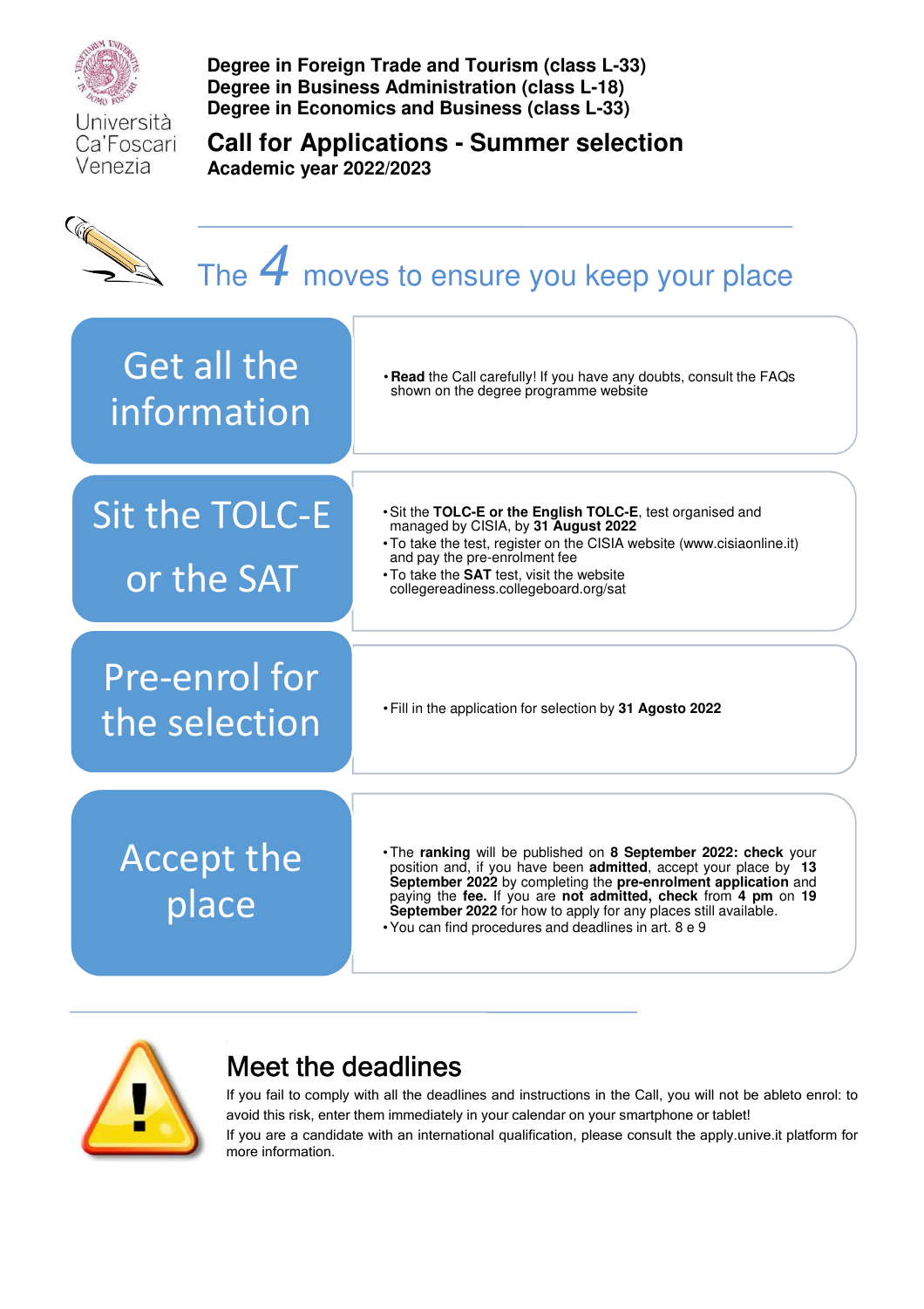Università Ca'Foscari Venezia

**Degree in Foreign Trade and Tourism (class L-33)**
**Degree in Business Administration (class L-18)**
**Degree in Economics and Business (class L-33)**

# Call for Applications - Summer selection

**Academic year 2022/2023**

## The 4 moves to ensure you keep your place

| | |
|---|---|
| Get all the information | • **Read** the Call carefully! If you have any doubts, consult the FAQs shown on the degree programme website |
| Sit the TOLC-E or the SAT | • Sit the **TOLC-E or the English TOLC-E**, test organised and managed by CISIA, by **31 August 2022**<br>• To take the test, register on the CISIA website (www.cisiaonline.it) and pay the pre-enrolment fee<br>• To take the **SAT** test, visit the website collegereadiness.collegeboard.org/sat |
| Pre-enrol for the selection | • Fill in the application for selection by **31 Agosto 2022** |
| Accept the place | • The **ranking** will be published on **8 September 2022: check** your position and, if you have been **admitted**, accept your place by **13 September 2022** by completing the **pre-enrolment application** and paying the **fee.** If you are **not admitted, check** from **4 pm** on **19 September 2022** for how to apply for any places still available.<br>• You can find procedures and deadlines in art. 8 e 9 |

## Meet the deadlines

If you fail to comply with all the deadlines and instructions in the Call, you will not be ableto enrol: to avoid this risk, enter them immediately in your calendar on your smartphone or tablet!

If you are a candidate with an international qualification, please consult the apply.unive.it platform for more information.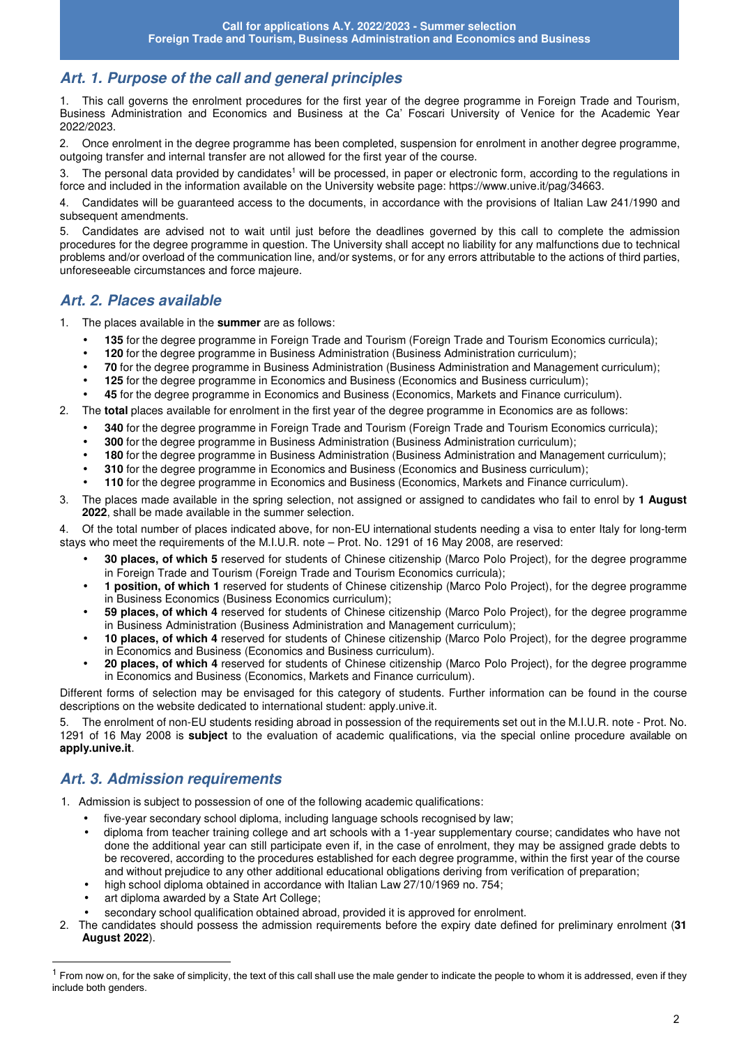## Art. 1. Purpose of the call and general principles

1. This call governs the enrolment procedures for the first year of the degree programme in Foreign Trade and Tourism, Business Administration and Economics and Business at the Ca' Foscari University of Venice for the Academic Year 2022/2023.

2. Once enrolment in the degree programme has been completed, suspension for enrolment in another degree programme, outgoing transfer and internal transfer are not allowed for the first year of the course.

3. The personal data provided by candidates[1] will be processed, in paper or electronic form, according to the regulations in force and included in the information available on the University website page: https://www.unive.it/pag/34663.

4. Candidates will be guaranteed access to the documents, in accordance with the provisions of Italian Law 241/1990 and subsequent amendments.

5. Candidates are advised not to wait until just before the deadlines governed by this call to complete the admission procedures for the degree programme in question. The University shall accept no liability for any malfunctions due to technical problems and/or overload of the communication line, and/or systems, or for any errors attributable to the actions of third parties, unforeseeable circumstances and force majeure.

## Art. 2. Places available

1. The places available in the **summer** are as follows:
   - **135** for the degree programme in Foreign Trade and Tourism (Foreign Trade and Tourism Economics curricula);
   - **120** for the degree programme in Business Administration (Business Administration curriculum);
   - **70** for the degree programme in Business Administration (Business Administration and Management curriculum);
   - **125** for the degree programme in Economics and Business (Economics and Business curriculum);
   - **45** for the degree programme in Economics and Business (Economics, Markets and Finance curriculum).
2. The **total** places available for enrolment in the first year of the degree programme in Economics are as follows:
   - **340** for the degree programme in Foreign Trade and Tourism (Foreign Trade and Tourism Economics curricula);
   - **300** for the degree programme in Business Administration (Business Administration curriculum);
   - **180** for the degree programme in Business Administration (Business Administration and Management curriculum);
   - **310** for the degree programme in Economics and Business (Economics and Business curriculum);
   - **110** for the degree programme in Economics and Business (Economics, Markets and Finance curriculum).
3. The places made available in the spring selection, not assigned or assigned to candidates who fail to enrol by **1 August 2022**, shall be made available in the summer selection.
4. Of the total number of places indicated above, for non-EU international students needing a visa to enter Italy for long-term stays who meet the requirements of the M.I.U.R. note – Prot. No. 1291 of 16 May 2008, are reserved:
   - **30 places, of which 5** reserved for students of Chinese citizenship (Marco Polo Project), for the degree programme in Foreign Trade and Tourism (Foreign Trade and Tourism Economics curricula);
   - **1 position, of which 1** reserved for students of Chinese citizenship (Marco Polo Project), for the degree programme in Business Economics (Business Economics curriculum);
   - **59 places, of which 4** reserved for students of Chinese citizenship (Marco Polo Project), for the degree programme in Business Administration (Business Administration and Management curriculum);
   - **10 places, of which 4** reserved for students of Chinese citizenship (Marco Polo Project), for the degree programme in Economics and Business (Economics and Business curriculum).
   - **20 places, of which 4** reserved for students of Chinese citizenship (Marco Polo Project), for the degree programme in Economics and Business (Economics, Markets and Finance curriculum).

   Different forms of selection may be envisaged for this category of students. Further information can be found in the course descriptions on the website dedicated to international student: apply.unive.it.
5. The enrolment of non-EU students residing abroad in possession of the requirements set out in the M.I.U.R. note - Prot. No. 1291 of 16 May 2008 is **subject** to the evaluation of academic qualifications, via the special online procedure available on **apply.unive.it**.

## Art. 3. Admission requirements

1. Admission is subject to possession of one of the following academic qualifications:
   - five-year secondary school diploma, including language schools recognised by law;
   - diploma from teacher training college and art schools with a 1-year supplementary course; candidates who have not done the additional year can still participate even if, in the case of enrolment, they may be assigned grade debts to be recovered, according to the procedures established for each degree programme, within the first year of the course and without prejudice to any other additional educational obligations deriving from verification of preparation;
   - high school diploma obtained in accordance with Italian Law 27/10/1969 no. 754;
   - art diploma awarded by a State Art College;
   - secondary school qualification obtained abroad, provided it is approved for enrolment.
2. The candidates should possess the admission requirements before the expiry date defined for preliminary enrolment (**31 August 2022**).

[1] From now on, for the sake of simplicity, the text of this call shall use the male gender to indicate the people to whom it is addressed, even if they include both genders.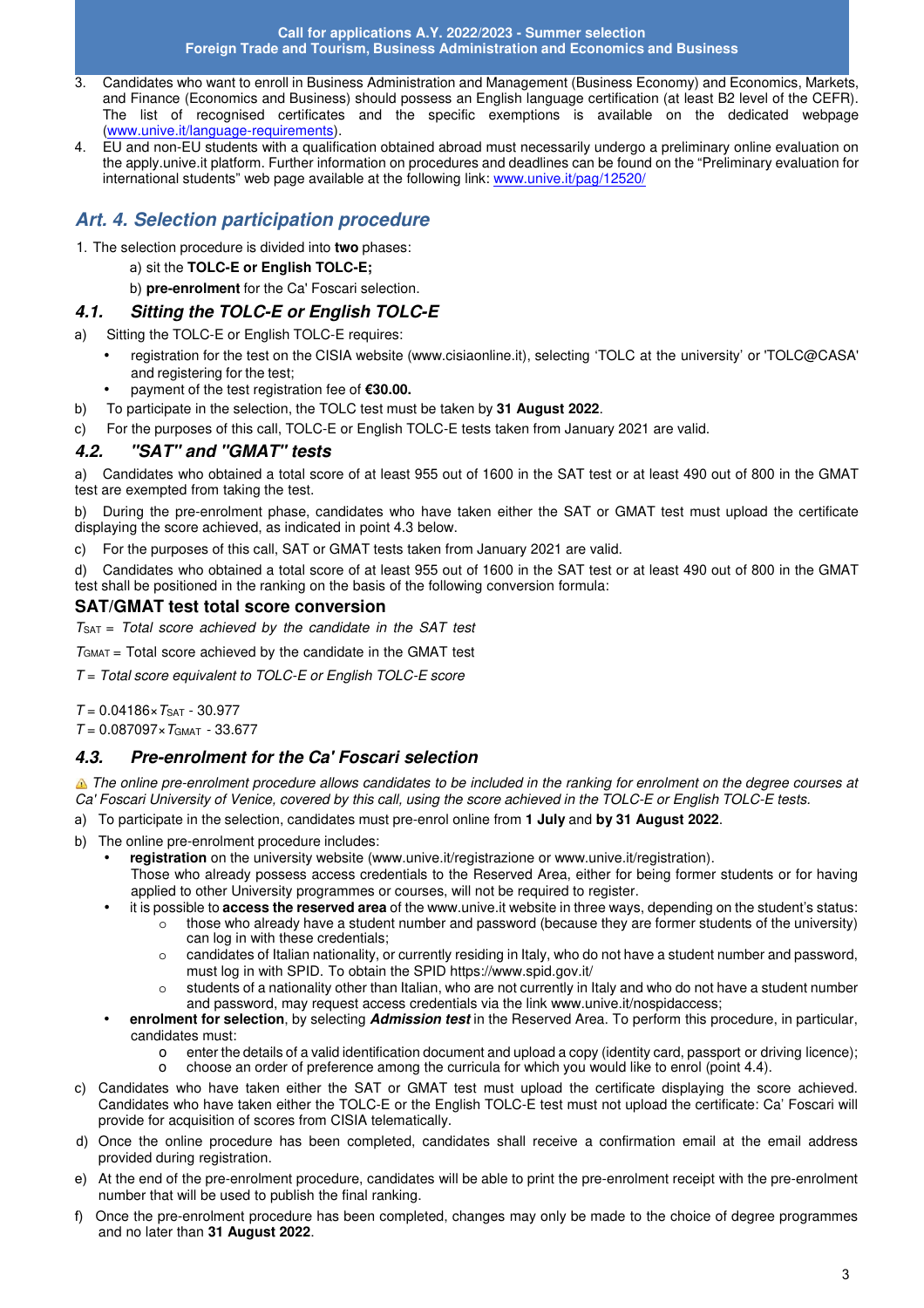3. Candidates who want to enroll in Business Administration and Management (Business Economy) and Economics, Markets, and Finance (Economics and Business) should possess an English language certification (at least B2 level of the CEFR). The list of recognised certificates and the specific exemptions is available on the dedicated webpage (www.unive.it/language-requirements).
4. EU and non-EU students with a qualification obtained abroad must necessarily undergo a preliminary online evaluation on the apply.unive.it platform. Further information on procedures and deadlines can be found on the "Preliminary evaluation for international students" web page available at the following link: www.unive.it/pag/12520/

## *Art. 4. Selection participation procedure*

1. The selection procedure is divided into **two** phases:
   a) sit the **TOLC-E or English TOLC-E;**
   b) **pre-enrolment** for the Ca' Foscari selection.

### *4.1. Sitting the TOLC-E or English TOLC-E*

a) Sitting the TOLC-E or English TOLC-E requires:
- registration for the test on the CISIA website (www.cisiaonline.it), selecting 'TOLC at the university' or 'TOLC@CASA' and registering for the test;
- payment of the test registration fee of **€30.00.**

b) To participate in the selection, the TOLC test must be taken by **31 August 2022**.

c) For the purposes of this call, TOLC-E or English TOLC-E tests taken from January 2021 are valid.

### *4.2. "SAT" and "GMAT" tests*

a) Candidates who obtained a total score of at least 955 out of 1600 in the SAT test or at least 490 out of 800 in the GMAT test are exempted from taking the test.

b) During the pre-enrolment phase, candidates who have taken either the SAT or GMAT test must upload the certificate displaying the score achieved, as indicated in point 4.3 below.

c) For the purposes of this call, SAT or GMAT tests taken from January 2021 are valid.

d) Candidates who obtained a total score of at least 955 out of 1600 in the SAT test or at least 490 out of 800 in the GMAT test shall be positioned in the ranking on the basis of the following conversion formula:

#### SAT/GMAT test total score conversion

$T_{SAT}$ = *Total score achieved by the candidate in the SAT test*

$T_{GMAT}$ = Total score achieved by the candidate in the GMAT test

$T$ = *Total score equivalent to TOLC-E or English TOLC-E score*

$T = 0.04186 \times T_{SAT} - 30.977$

$T = 0.087097 \times T_{GMAT} - 33.677$

### *4.3. Pre-enrolment for the Ca' Foscari selection*

⚠ *The online pre-enrolment procedure allows candidates to be included in the ranking for enrolment on the degree courses at Ca' Foscari University of Venice, covered by this call, using the score achieved in the TOLC-E or English TOLC-E tests.*

a) To participate in the selection, candidates must pre-enrol online from **1 July** and **by 31 August 2022**.

b) The online pre-enrolment procedure includes:
- **registration** on the university website (www.unive.it/registrazione or www.unive.it/registration).
  Those who already possess access credentials to the Reserved Area, either for being former students or for having applied to other University programmes or courses, will not be required to register.
- it is possible to **access the reserved area** of the www.unive.it website in three ways, depending on the student's status:
  - those who already have a student number and password (because they are former students of the university) can log in with these credentials;
  - candidates of Italian nationality, or currently residing in Italy, who do not have a student number and password, must log in with SPID. To obtain the SPID https://www.spid.gov.it/
  - students of a nationality other than Italian, who are not currently in Italy and who do not have a student number and password, may request access credentials via the link www.unive.it/nospidaccess;
- **enrolment for selection**, by selecting ***Admission test*** in the Reserved Area. To perform this procedure, in particular, candidates must:
  - enter the details of a valid identification document and upload a copy (identity card, passport or driving licence);
  - choose an order of preference among the curricula for which you would like to enrol (point 4.4).

c) Candidates who have taken either the SAT or GMAT test must upload the certificate displaying the score achieved. Candidates who have taken either the TOLC-E or the English TOLC-E test must not upload the certificate: Ca' Foscari will provide for acquisition of scores from CISIA telematically.

d) Once the online procedure has been completed, candidates shall receive a confirmation email at the email address provided during registration.

e) At the end of the pre-enrolment procedure, candidates will be able to print the pre-enrolment receipt with the pre-enrolment number that will be used to publish the final ranking.

f) Once the pre-enrolment procedure has been completed, changes may only be made to the choice of degree programmes and no later than **31 August 2022**.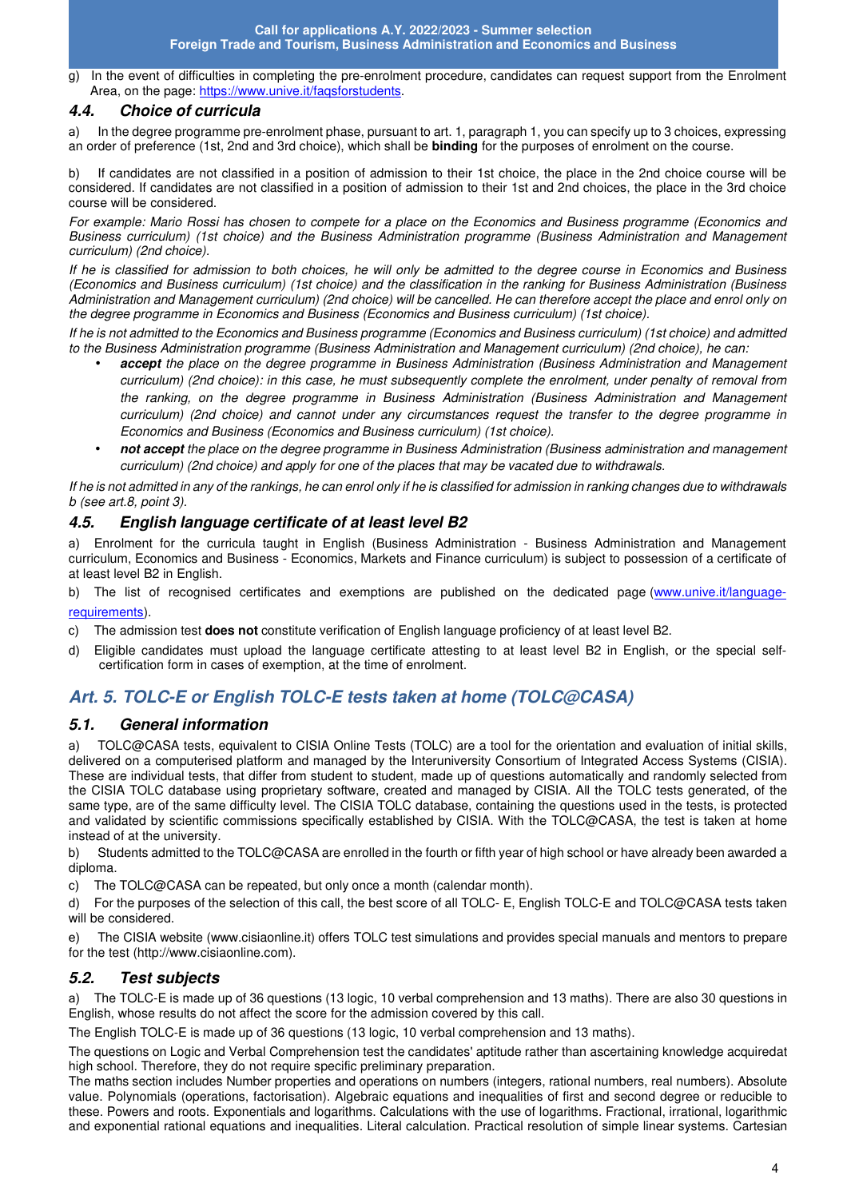g) In the event of difficulties in completing the pre-enrolment procedure, candidates can request support from the Enrolment Area, on the page: https://www.unive.it/faqsforstudents.

### 4.4. Choice of curricula

a) In the degree programme pre-enrolment phase, pursuant to art. 1, paragraph 1, you can specify up to 3 choices, expressing an order of preference (1st, 2nd and 3rd choice), which shall be **binding** for the purposes of enrolment on the course.

b) If candidates are not classified in a position of admission to their 1st choice, the place in the 2nd choice course will be considered. If candidates are not classified in a position of admission to their 1st and 2nd choices, the place in the 3rd choice course will be considered.

*For example: Mario Rossi has chosen to compete for a place on the Economics and Business programme (Economics and Business curriculum) (1st choice) and the Business Administration programme (Business Administration and Management curriculum) (2nd choice).*

*If he is classified for admission to both choices, he will only be admitted to the degree course in Economics and Business (Economics and Business curriculum) (1st choice) and the classification in the ranking for Business Administration (Business Administration and Management curriculum) (2nd choice) will be cancelled. He can therefore accept the place and enrol only on the degree programme in Economics and Business (Economics and Business curriculum) (1st choice).*

*If he is not admitted to the Economics and Business programme (Economics and Business curriculum) (1st choice) and admitted to the Business Administration programme (Business Administration and Management curriculum) (2nd choice), he can:*

- ***accept** the place on the degree programme in Business Administration (Business Administration and Management curriculum) (2nd choice): in this case, he must subsequently complete the enrolment, under penalty of removal from the ranking, on the degree programme in Business Administration (Business Administration and Management curriculum) (2nd choice) and cannot under any circumstances request the transfer to the degree programme in Economics and Business (Economics and Business curriculum) (1st choice).*
- ***not accept** the place on the degree programme in Business Administration (Business administration and management curriculum) (2nd choice) and apply for one of the places that may be vacated due to withdrawals.*

*If he is not admitted in any of the rankings, he can enrol only if he is classified for admission in ranking changes due to withdrawals b (see art.8, point 3).*

### 4.5. English language certificate of at least level B2

a) Enrolment for the curricula taught in English (Business Administration - Business Administration and Management curriculum, Economics and Business - Economics, Markets and Finance curriculum) is subject to possession of a certificate of at least level B2 in English.

b) The list of recognised certificates and exemptions are published on the dedicated page (www.unive.it/language-requirements).

c) The admission test **does not** constitute verification of English language proficiency of at least level B2.

d) Eligible candidates must upload the language certificate attesting to at least level B2 in English, or the special self-certification form in cases of exemption, at the time of enrolment.

## Art. 5. TOLC-E or English TOLC-E tests taken at home (TOLC@CASA)

### 5.1. General information

a) TOLC@CASA tests, equivalent to CISIA Online Tests (TOLC) are a tool for the orientation and evaluation of initial skills, delivered on a computerised platform and managed by the Interuniversity Consortium of Integrated Access Systems (CISIA). These are individual tests, that differ from student to student, made up of questions automatically and randomly selected from the CISIA TOLC database using proprietary software, created and managed by CISIA. All the TOLC tests generated, of the same type, are of the same difficulty level. The CISIA TOLC database, containing the questions used in the tests, is protected and validated by scientific commissions specifically established by CISIA. With the TOLC@CASA, the test is taken at home instead of at the university.

b) Students admitted to the TOLC@CASA are enrolled in the fourth or fifth year of high school or have already been awarded a diploma.

c) The TOLC@CASA can be repeated, but only once a month (calendar month).

d) For the purposes of the selection of this call, the best score of all TOLC- E, English TOLC-E and TOLC@CASA tests taken will be considered.

e) The CISIA website (www.cisiaonline.it) offers TOLC test simulations and provides special manuals and mentors to prepare for the test (http://www.cisiaonline.com).

### 5.2. Test subjects

a) The TOLC-E is made up of 36 questions (13 logic, 10 verbal comprehension and 13 maths). There are also 30 questions in English, whose results do not affect the score for the admission covered by this call.

The English TOLC-E is made up of 36 questions (13 logic, 10 verbal comprehension and 13 maths).

The questions on Logic and Verbal Comprehension test the candidates' aptitude rather than ascertaining knowledge acquiredat high school. Therefore, they do not require specific preliminary preparation.

The maths section includes Number properties and operations on numbers (integers, rational numbers, real numbers). Absolute value. Polynomials (operations, factorisation). Algebraic equations and inequalities of first and second degree or reducible to these. Powers and roots. Exponentials and logarithms. Calculations with the use of logarithms. Fractional, irrational, logarithmic and exponential rational equations and inequalities. Literal calculation. Practical resolution of simple linear systems. Cartesian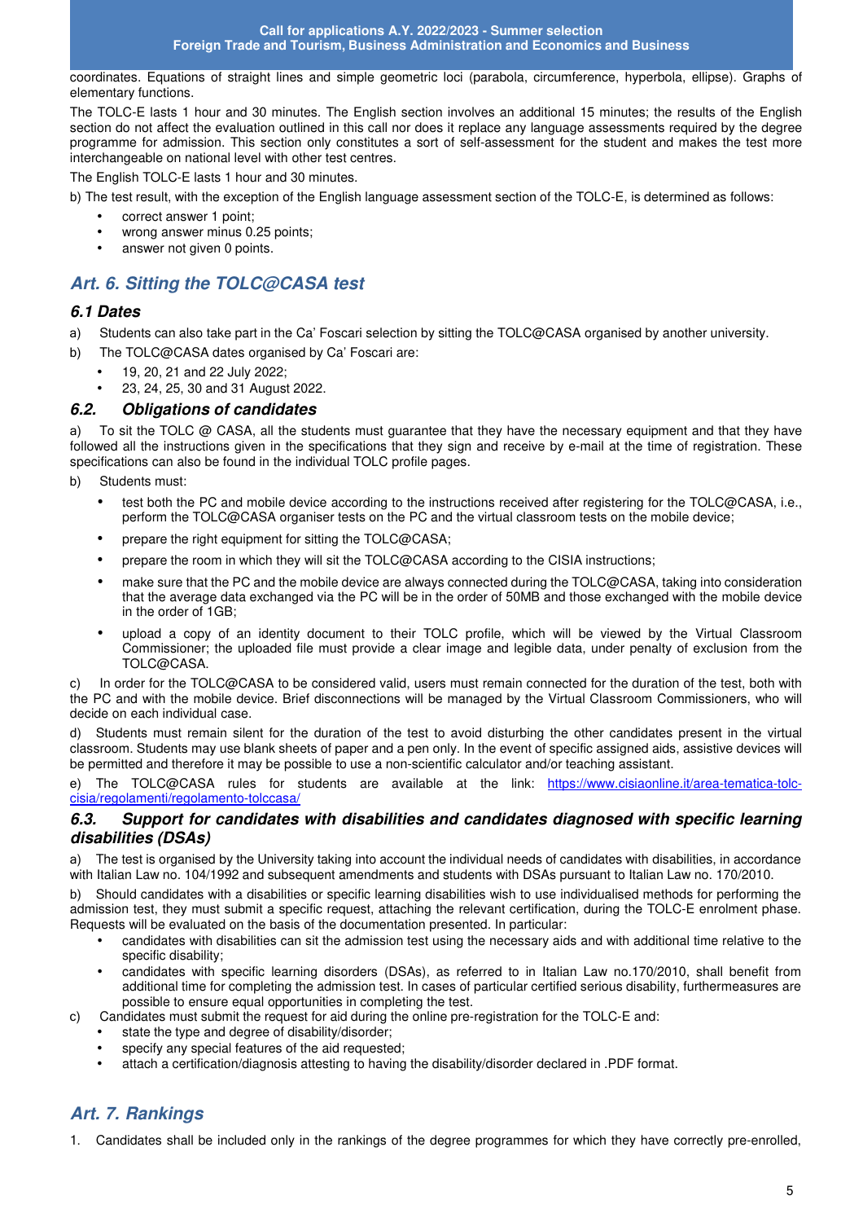coordinates. Equations of straight lines and simple geometric loci (parabola, circumference, hyperbola, ellipse). Graphs of elementary functions.

The TOLC-E lasts 1 hour and 30 minutes. The English section involves an additional 15 minutes; the results of the English section do not affect the evaluation outlined in this call nor does it replace any language assessments required by the degree programme for admission. This section only constitutes a sort of self-assessment for the student and makes the test more interchangeable on national level with other test centres.

The English TOLC-E lasts 1 hour and 30 minutes.

b) The test result, with the exception of the English language assessment section of the TOLC-E, is determined as follows:

- correct answer 1 point;
- wrong answer minus 0.25 points;
- answer not given 0 points.

## *Art. 6. Sitting the TOLC@CASA test*

### *6.1 Dates*

a) Students can also take part in the Ca' Foscari selection by sitting the TOLC@CASA organised by another university.

b) The TOLC@CASA dates organised by Ca' Foscari are:

- 19, 20, 21 and 22 July 2022;
- 23, 24, 25, 30 and 31 August 2022.

### *6.2. Obligations of candidates*

a) To sit the TOLC @ CASA, all the students must guarantee that they have the necessary equipment and that they have followed all the instructions given in the specifications that they sign and receive by e-mail at the time of registration. These specifications can also be found in the individual TOLC profile pages.

b) Students must:

- test both the PC and mobile device according to the instructions received after registering for the TOLC@CASA, i.e., perform the TOLC@CASA organiser tests on the PC and the virtual classroom tests on the mobile device;
- prepare the right equipment for sitting the TOLC@CASA;
- prepare the room in which they will sit the TOLC@CASA according to the CISIA instructions;
- make sure that the PC and the mobile device are always connected during the TOLC@CASA, taking into consideration that the average data exchanged via the PC will be in the order of 50MB and those exchanged with the mobile device in the order of 1GB;
- upload a copy of an identity document to their TOLC profile, which will be viewed by the Virtual Classroom Commissioner; the uploaded file must provide a clear image and legible data, under penalty of exclusion from the TOLC@CASA.

c) In order for the TOLC@CASA to be considered valid, users must remain connected for the duration of the test, both with the PC and with the mobile device. Brief disconnections will be managed by the Virtual Classroom Commissioners, who will decide on each individual case.

d) Students must remain silent for the duration of the test to avoid disturbing the other candidates present in the virtual classroom. Students may use blank sheets of paper and a pen only. In the event of specific assigned aids, assistive devices will be permitted and therefore it may be possible to use a non-scientific calculator and/or teaching assistant.

e) The TOLC@CASA rules for students are available at the link: [https://www.cisiaonline.it/area-tematica-tolc-cisia/regolamenti/regolamento-tolccasa/](https://www.cisiaonline.it/area-tematica-tolc-cisia/regolamenti/regolamento-tolccasa/)

### *6.3. Support for candidates with disabilities and candidates diagnosed with specific learning disabilities (DSAs)*

a) The test is organised by the University taking into account the individual needs of candidates with disabilities, in accordance with Italian Law no. 104/1992 and subsequent amendments and students with DSAs pursuant to Italian Law no. 170/2010.

b) Should candidates with a disabilities or specific learning disabilities wish to use individualised methods for performing the admission test, they must submit a specific request, attaching the relevant certification, during the TOLC-E enrolment phase. Requests will be evaluated on the basis of the documentation presented. In particular:

- candidates with disabilities can sit the admission test using the necessary aids and with additional time relative to the specific disability;
- candidates with specific learning disorders (DSAs), as referred to in Italian Law no.170/2010, shall benefit from additional time for completing the admission test. In cases of particular certified serious disability, furthermeasures are possible to ensure equal opportunities in completing the test.

c) Candidates must submit the request for aid during the online pre-registration for the TOLC-E and:

- state the type and degree of disability/disorder;
- specify any special features of the aid requested;
- attach a certification/diagnosis attesting to having the disability/disorder declared in .PDF format.

## *Art. 7. Rankings*

1. Candidates shall be included only in the rankings of the degree programmes for which they have correctly pre-enrolled,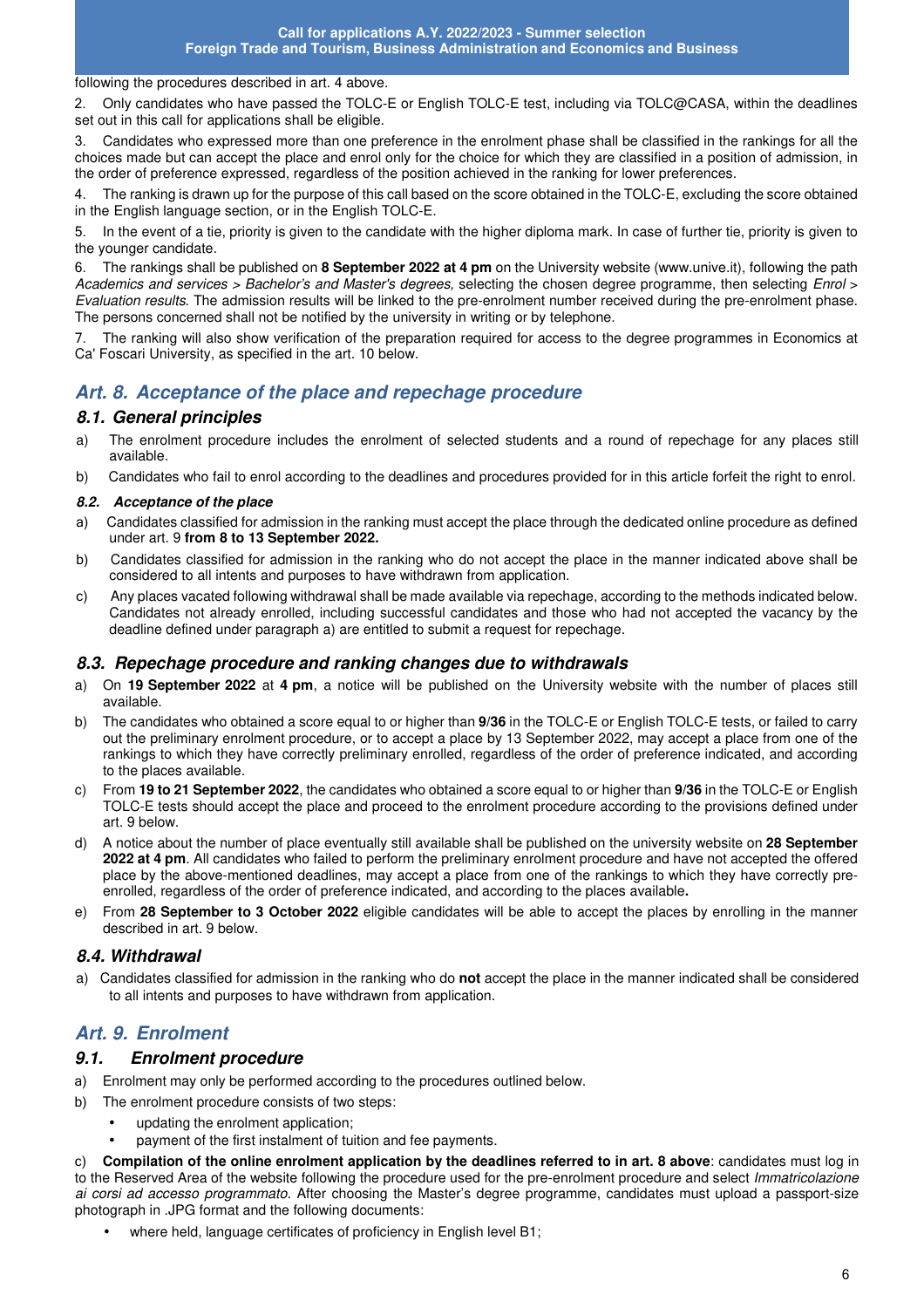following the procedures described in art. 4 above.

2. Only candidates who have passed the TOLC-E or English TOLC-E test, including via TOLC@CASA, within the deadlines set out in this call for applications shall be eligible.

3. Candidates who expressed more than one preference in the enrolment phase shall be classified in the rankings for all the choices made but can accept the place and enrol only for the choice for which they are classified in a position of admission, in the order of preference expressed, regardless of the position achieved in the ranking for lower preferences.

4. The ranking is drawn up for the purpose of this call based on the score obtained in the TOLC-E, excluding the score obtained in the English language section, or in the English TOLC-E.

5. In the event of a tie, priority is given to the candidate with the higher diploma mark. In case of further tie, priority is given to the younger candidate.

6. The rankings shall be published on **8 September 2022 at 4 pm** on the University website (www.unive.it), following the path *Academics and services > Bachelor's and Master's degrees,* selecting the chosen degree programme, then selecting *Enrol > Evaluation results*. The admission results will be linked to the pre-enrolment number received during the pre-enrolment phase. The persons concerned shall not be notified by the university in writing or by telephone.

7. The ranking will also show verification of the preparation required for access to the degree programmes in Economics at Ca' Foscari University, as specified in the art. 10 below.

## Art. 8. Acceptance of the place and repechage procedure

### 8.1. General principles

a) The enrolment procedure includes the enrolment of selected students and a round of repechage for any places still available.

b) Candidates who fail to enrol according to the deadlines and procedures provided for in this article forfeit the right to enrol.

#### 8.2. Acceptance of the place

a) Candidates classified for admission in the ranking must accept the place through the dedicated online procedure as defined under art. 9 **from 8 to 13 September 2022.**

b) Candidates classified for admission in the ranking who do not accept the place in the manner indicated above shall be considered to all intents and purposes to have withdrawn from application.

c) Any places vacated following withdrawal shall be made available via repechage, according to the methods indicated below. Candidates not already enrolled, including successful candidates and those who had not accepted the vacancy by the deadline defined under paragraph a) are entitled to submit a request for repechage.

### 8.3. Repechage procedure and ranking changes due to withdrawals

a) On **19 September 2022** at **4 pm**, a notice will be published on the University website with the number of places still available.

b) The candidates who obtained a score equal to or higher than **9/36** in the TOLC-E or English TOLC-E tests, or failed to carry out the preliminary enrolment procedure, or to accept a place by 13 September 2022, may accept a place from one of the rankings to which they have correctly preliminary enrolled, regardless of the order of preference indicated, and according to the places available.

c) From **19 to 21 September 2022**, the candidates who obtained a score equal to or higher than **9/36** in the TOLC-E or English TOLC-E tests should accept the place and proceed to the enrolment procedure according to the provisions defined under art. 9 below.

d) A notice about the number of place eventually still available shall be published on the university website on **28 September 2022 at 4 pm**. All candidates who failed to perform the preliminary enrolment procedure and have not accepted the offered place by the above-mentioned deadlines, may accept a place from one of the rankings to which they have correctly pre-enrolled, regardless of the order of preference indicated, and according to the places available**.**

e) From **28 September to 3 October 2022** eligible candidates will be able to accept the places by enrolling in the manner described in art. 9 below.

### 8.4. Withdrawal

a) Candidates classified for admission in the ranking who do **not** accept the place in the manner indicated shall be considered to all intents and purposes to have withdrawn from application.

## Art. 9. Enrolment

### 9.1. Enrolment procedure

a) Enrolment may only be performed according to the procedures outlined below.

b) The enrolment procedure consists of two steps:

- updating the enrolment application;
- payment of the first instalment of tuition and fee payments.

c) **Compilation of the online enrolment application by the deadlines referred to in art. 8 above**: candidates must log in to the Reserved Area of the website following the procedure used for the pre-enrolment procedure and select *Immatricolazione ai corsi ad accesso programmato.* After choosing the Master's degree programme, candidates must upload a passport-size photograph in .JPG format and the following documents:

- where held, language certificates of proficiency in English level B1;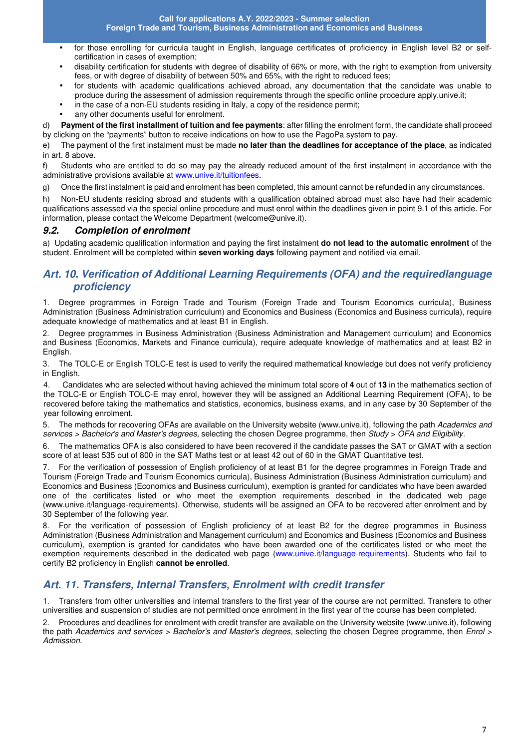- for those enrolling for curricula taught in English, language certificates of proficiency in English level B2 or self-certification in cases of exemption;
- disability certification for students with degree of disability of 66% or more, with the right to exemption from university fees, or with degree of disability of between 50% and 65%, with the right to reduced fees;
- for students with academic qualifications achieved abroad, any documentation that the candidate was unable to produce during the assessment of admission requirements through the specific online procedure apply.unive.it;
- in the case of a non-EU students residing in Italy, a copy of the residence permit;
- any other documents useful for enrolment.

d) **Payment of the first installment of tuition and fee payments**: after filling the enrolment form, the candidate shall proceed by clicking on the "payments" button to receive indications on how to use the PagoPa system to pay.

e) The payment of the first instalment must be made **no later than the deadlines for acceptance of the place**, as indicated in art. 8 above.

f) Students who are entitled to do so may pay the already reduced amount of the first instalment in accordance with the administrative provisions available at www.unive.it/tuitionfees.

g) Once the first instalment is paid and enrolment has been completed, this amount cannot be refunded in any circumstances.

h) Non-EU students residing abroad and students with a qualification obtained abroad must also have had their academic qualifications assessed via the special online procedure and must enrol within the deadlines given in point 9.1 of this article. For information, please contact the Welcome Department (welcome@unive.it).

### *9.2. Completion of enrolment*

a) Updating academic qualification information and paying the first instalment **do not lead to the automatic enrolment** of the student. Enrolment will be completed within **seven working days** following payment and notified via email.

## *Art. 10. Verification of Additional Learning Requirements (OFA) and the requiredlanguage proficiency*

1. Degree programmes in Foreign Trade and Tourism (Foreign Trade and Tourism Economics curricula), Business Administration (Business Administration curriculum) and Economics and Business (Economics and Business curricula), require adequate knowledge of mathematics and at least B1 in English.

2. Degree programmes in Business Administration (Business Administration and Management curriculum) and Economics and Business (Economics, Markets and Finance curricula), require adequate knowledge of mathematics and at least B2 in English.

3. The TOLC-E or English TOLC-E test is used to verify the required mathematical knowledge but does not verify proficiency in English.

4. Candidates who are selected without having achieved the minimum total score of **4** out of **13** in the mathematics section of the TOLC-E or English TOLC-E may enrol, however they will be assigned an Additional Learning Requirement (OFA), to be recovered before taking the mathematics and statistics, economics, business exams, and in any case by 30 September of the year following enrolment.

5. The methods for recovering OFAs are available on the University website (www.unive.it), following the path *Academics and services > Bachelor's and Master's degrees,* selecting the chosen Degree programme, then *Study > OFA and Eligibility.*

6. The mathematics OFA is also considered to have been recovered if the candidate passes the SAT or GMAT with a section score of at least 535 out of 800 in the SAT Maths test or at least 42 out of 60 in the GMAT Quantitative test.

7. For the verification of possession of English proficiency of at least B1 for the degree programmes in Foreign Trade and Tourism (Foreign Trade and Tourism Economics curricula), Business Administration (Business Administration curriculum) and Economics and Business (Economics and Business curriculum), exemption is granted for candidates who have been awarded one of the certificates listed or who meet the exemption requirements described in the dedicated web page (www.unive.it/language-requirements). Otherwise, students will be assigned an OFA to be recovered after enrolment and by 30 September of the following year.

8. For the verification of possession of English proficiency of at least B2 for the degree programmes in Business Administration (Business Administration and Management curriculum) and Economics and Business (Economics and Business curriculum), exemption is granted for candidates who have been awarded one of the certificates listed or who meet the exemption requirements described in the dedicated web page (www.unive.it/language-requirements). Students who fail to certify B2 proficiency in English **cannot be enrolled**.

## *Art. 11. Transfers, Internal Transfers, Enrolment with credit transfer*

1. Transfers from other universities and internal transfers to the first year of the course are not permitted. Transfers to other universities and suspension of studies are not permitted once enrolment in the first year of the course has been completed.

2. Procedures and deadlines for enrolment with credit transfer are available on the University website (www.unive.it), following the path *Academics and services > Bachelor's and Master's degrees,* selecting the chosen Degree programme, then *Enrol > Admission.*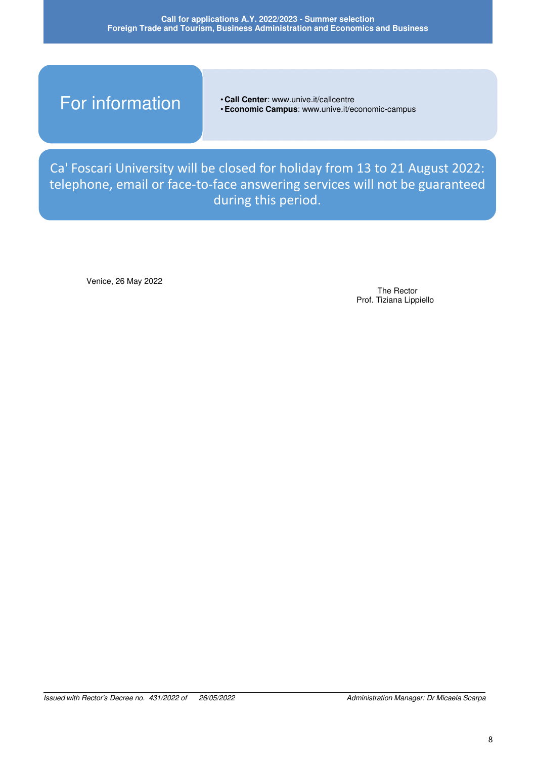## For information

- **Call Center**: www.unive.it/callcentre
- **Economic Campus**: www.unive.it/economic-campus

Ca' Foscari University will be closed for holiday from 13 to 21 August 2022: telephone, email or face-to-face answering services will not be guaranteed during this period.

Venice, 26 May 2022

The Rector
Prof. Tiziana Lippiello

*Issued with Rector's Decree no. 431/2022 of 26/05/2022*

*Administration Manager: Dr Micaela Scarpa*